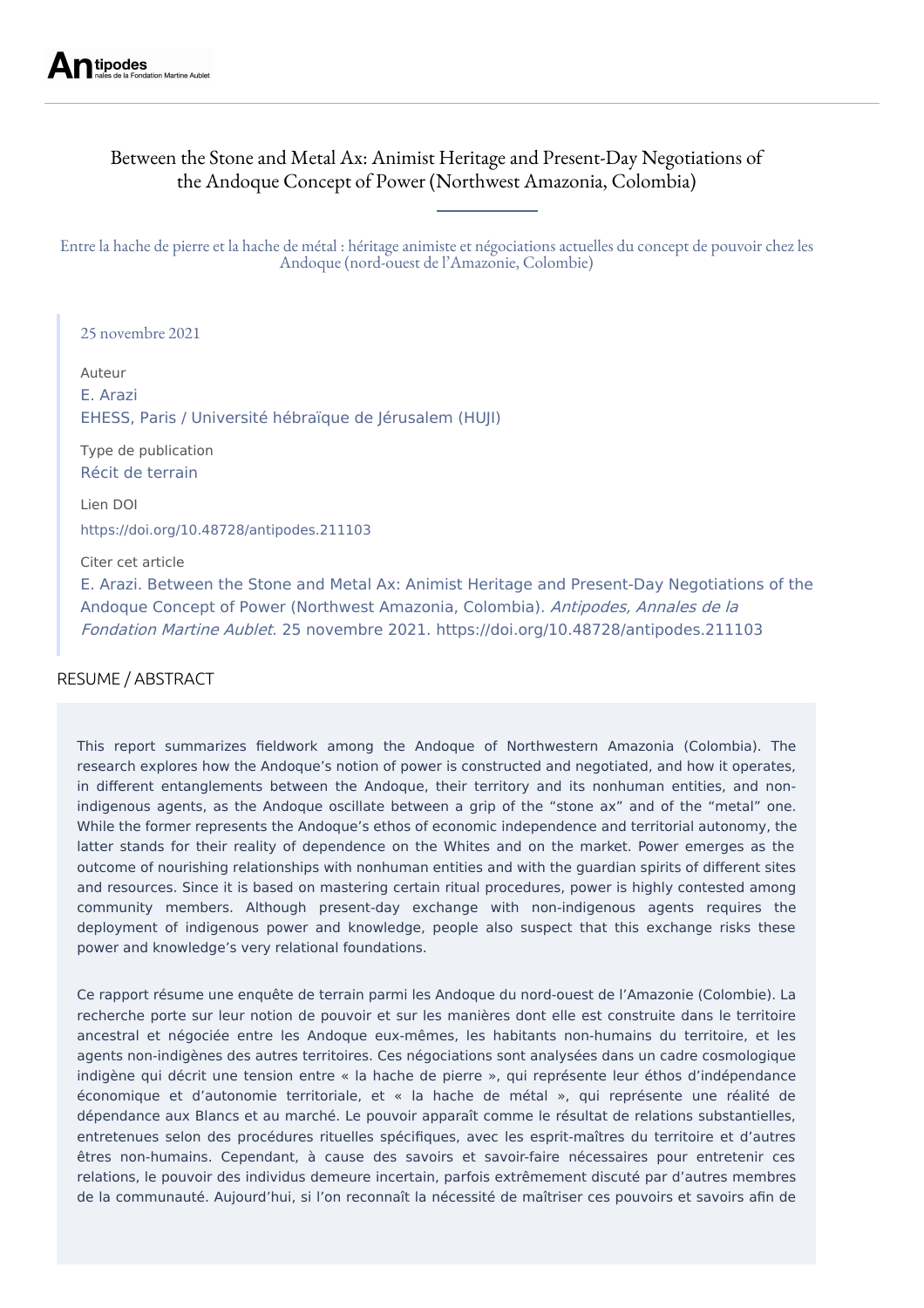# Between the Stone and Metal Ax: Animist Heritage and Present-Day Negotiations of the Andoque Concept of Power (Northwest Amazonia, Colombia)

Entre la hache de pierre et la hache de métal : héritage animiste et négociations actuelles du concept de pouvoir chez les Andoque (nord-ouest de l'Amazonie, Colombie)

25 novembre 2021

Auteur
E. Arazi
EHESS, Paris / Université hébraïque de Jérusalem (HUJI)

Type de publication
Récit de terrain

Lien DOI
https://doi.org/10.48728/antipodes.211103

Citer cet article
E. Arazi. Between the Stone and Metal Ax: Animist Heritage and Present-Day Negotiations of the Andoque Concept of Power (Northwest Amazonia, Colombia). *Antipodes, Annales de la Fondation Martine Aublet*. 25 novembre 2021. https://doi.org/10.48728/antipodes.211103

## RESUME / ABSTRACT

This report summarizes fieldwork among the Andoque of Northwestern Amazonia (Colombia). The research explores how the Andoque's notion of power is constructed and negotiated, and how it operates, in different entanglements between the Andoque, their territory and its nonhuman entities, and non-indigenous agents, as the Andoque oscillate between a grip of the "stone ax" and of the "metal" one. While the former represents the Andoque's ethos of economic independence and territorial autonomy, the latter stands for their reality of dependence on the Whites and on the market. Power emerges as the outcome of nourishing relationships with nonhuman entities and with the guardian spirits of different sites and resources. Since it is based on mastering certain ritual procedures, power is highly contested among community members. Although present-day exchange with non-indigenous agents requires the deployment of indigenous power and knowledge, people also suspect that this exchange risks these power and knowledge's very relational foundations.

Ce rapport résume une enquête de terrain parmi les Andoque du nord-ouest de l'Amazonie (Colombie). La recherche porte sur leur notion de pouvoir et sur les manières dont elle est construite dans le territoire ancestral et négociée entre les Andoque eux-mêmes, les habitants non-humains du territoire, et les agents non-indigènes des autres territoires. Ces négociations sont analysées dans un cadre cosmologique indigène qui décrit une tension entre « la hache de pierre », qui représente leur éthos d'indépendance économique et d'autonomie territoriale, et « la hache de métal », qui représente une réalité de dépendance aux Blancs et au marché. Le pouvoir apparaît comme le résultat de relations substantielles, entretenues selon des procédures rituelles spécifiques, avec les esprit-maîtres du territoire et d'autres êtres non-humains. Cependant, à cause des savoirs et savoir-faire nécessaires pour entretenir ces relations, le pouvoir des individus demeure incertain, parfois extrêmement discuté par d'autres membres de la communauté. Aujourd'hui, si l'on reconnaît la nécessité de maîtriser ces pouvoirs et savoirs afin de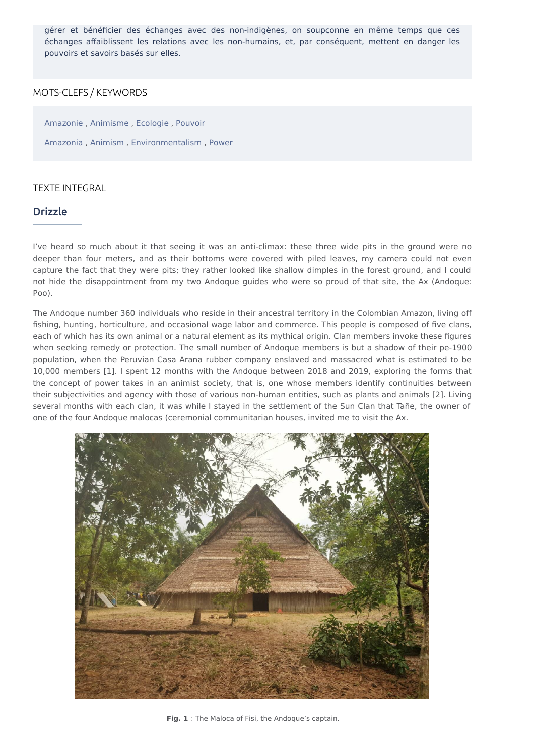gérer et bénéficier des échanges avec des non-indigènes, on soupçonne en même temps que ces échanges affaiblissent les relations avec les non-humains, et, par conséquent, mettent en danger les pouvoirs et savoirs basés sur elles.

## MOTS-CLEFS / KEYWORDS

Amazonie , Animisme , Ecologie , Pouvoir

Amazonia , Animism , Environmentalism , Power

## TEXTE INTEGRAL

### Drizzle

I've heard so much about it that seeing it was an anti-climax: these three wide pits in the ground were no deeper than four meters, and as their bottoms were covered with piled leaves, my camera could not even capture the fact that they were pits; they rather looked like shallow dimples in the forest ground, and I could not hide the disappointment from my two Andoque guides who were so proud of that site, the Ax (Andoque: P~~oo~~).

The Andoque number 360 individuals who reside in their ancestral territory in the Colombian Amazon, living off fishing, hunting, horticulture, and occasional wage labor and commerce. This people is composed of five clans, each of which has its own animal or a natural element as its mythical origin. Clan members invoke these figures when seeking remedy or protection. The small number of Andoque members is but a shadow of their pe-1900 population, when the Peruvian Casa Arana rubber company enslaved and massacred what is estimated to be 10,000 members [1]. I spent 12 months with the Andoque between 2018 and 2019, exploring the forms that the concept of power takes in an animist society, that is, one whose members identify continuities between their subjectivities and agency with those of various non-human entities, such as plants and animals [2]. Living several months with each clan, it was while I stayed in the settlement of the Sun Clan that Tañe, the owner of one of the four Andoque malocas (ceremonial communitarian houses, invited me to visit the Ax.

**Fig. 1** : The Maloca of Fisi, the Andoque's captain.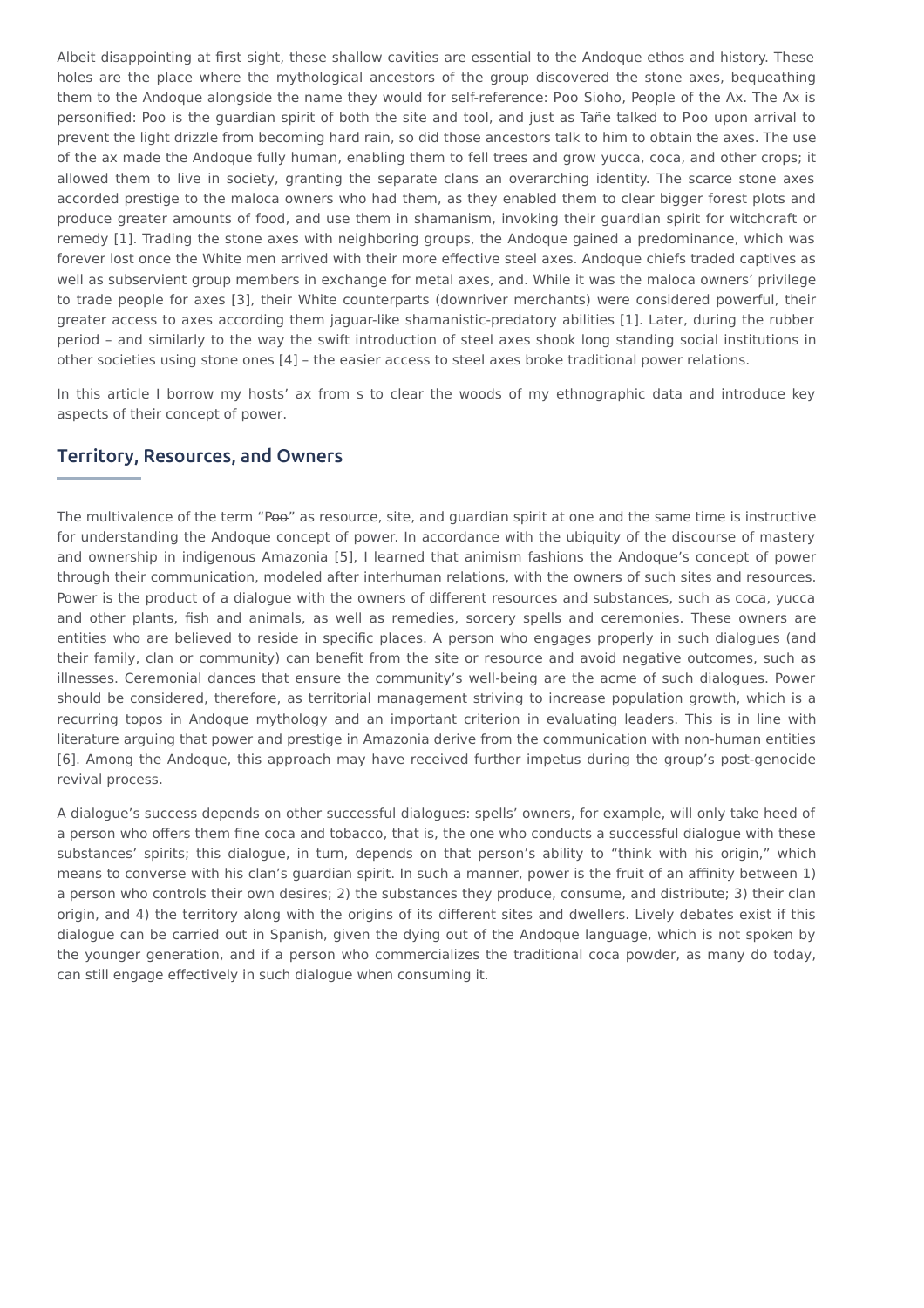Albeit disappointing at first sight, these shallow cavities are essential to the Andoque ethos and history. These holes are the place where the mythological ancestors of the group discovered the stone axes, bequeathing them to the Andoque alongside the name they would for self-reference: Pɵɵ Siɵhɵ, People of the Ax. The Ax is personified: Pɵɵ is the guardian spirit of both the site and tool, and just as Tañe talked to Pɵɵ upon arrival to prevent the light drizzle from becoming hard rain, so did those ancestors talk to him to obtain the axes. The use of the ax made the Andoque fully human, enabling them to fell trees and grow yucca, coca, and other crops; it allowed them to live in society, granting the separate clans an overarching identity. The scarce stone axes accorded prestige to the maloca owners who had them, as they enabled them to clear bigger forest plots and produce greater amounts of food, and use them in shamanism, invoking their guardian spirit for witchcraft or remedy [1]. Trading the stone axes with neighboring groups, the Andoque gained a predominance, which was forever lost once the White men arrived with their more effective steel axes. Andoque chiefs traded captives as well as subservient group members in exchange for metal axes, and. While it was the maloca owners' privilege to trade people for axes [3], their White counterparts (downriver merchants) were considered powerful, their greater access to axes according them jaguar-like shamanistic-predatory abilities [1]. Later, during the rubber period – and similarly to the way the swift introduction of steel axes shook long standing social institutions in other societies using stone ones [4] – the easier access to steel axes broke traditional power relations.

In this article I borrow my hosts' ax from s to clear the woods of my ethnographic data and introduce key aspects of their concept of power.

## Territory, Resources, and Owners

The multivalence of the term "Pɵɵ" as resource, site, and guardian spirit at one and the same time is instructive for understanding the Andoque concept of power. In accordance with the ubiquity of the discourse of mastery and ownership in indigenous Amazonia [5], I learned that animism fashions the Andoque's concept of power through their communication, modeled after interhuman relations, with the owners of such sites and resources. Power is the product of a dialogue with the owners of different resources and substances, such as coca, yucca and other plants, fish and animals, as well as remedies, sorcery spells and ceremonies. These owners are entities who are believed to reside in specific places. A person who engages properly in such dialogues (and their family, clan or community) can benefit from the site or resource and avoid negative outcomes, such as illnesses. Ceremonial dances that ensure the community's well-being are the acme of such dialogues. Power should be considered, therefore, as territorial management striving to increase population growth, which is a recurring topos in Andoque mythology and an important criterion in evaluating leaders. This is in line with literature arguing that power and prestige in Amazonia derive from the communication with non-human entities [6]. Among the Andoque, this approach may have received further impetus during the group's post-genocide revival process.

A dialogue's success depends on other successful dialogues: spells' owners, for example, will only take heed of a person who offers them fine coca and tobacco, that is, the one who conducts a successful dialogue with these substances' spirits; this dialogue, in turn, depends on that person's ability to "think with his origin," which means to converse with his clan's guardian spirit. In such a manner, power is the fruit of an affinity between 1) a person who controls their own desires; 2) the substances they produce, consume, and distribute; 3) their clan origin, and 4) the territory along with the origins of its different sites and dwellers. Lively debates exist if this dialogue can be carried out in Spanish, given the dying out of the Andoque language, which is not spoken by the younger generation, and if a person who commercializes the traditional coca powder, as many do today, can still engage effectively in such dialogue when consuming it.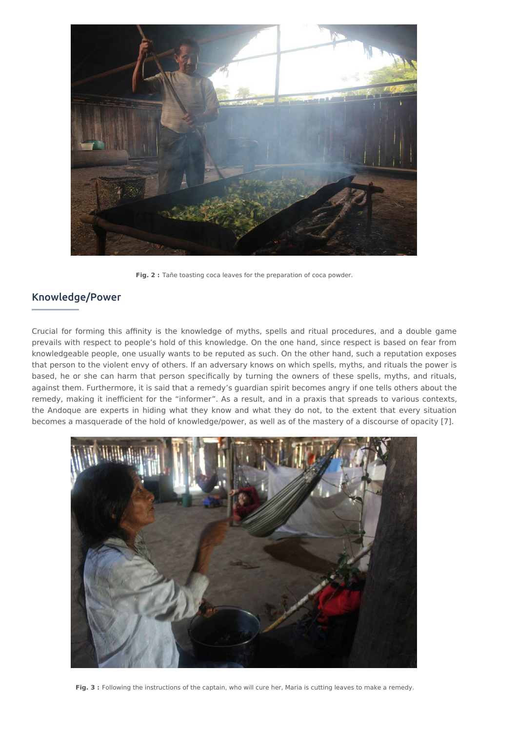**Fig. 2 :** Tañe toasting coca leaves for the preparation of coca powder.

## Knowledge/Power

Crucial for forming this affinity is the knowledge of myths, spells and ritual procedures, and a double game prevails with respect to people's hold of this knowledge. On the one hand, since respect is based on fear from knowledgeable people, one usually wants to be reputed as such. On the other hand, such a reputation exposes that person to the violent envy of others. If an adversary knows on which spells, myths, and rituals the power is based, he or she can harm that person specifically by turning the owners of these spells, myths, and rituals, against them. Furthermore, it is said that a remedy's guardian spirit becomes angry if one tells others about the remedy, making it inefficient for the "informer". As a result, and in a praxis that spreads to various contexts, the Andoque are experts in hiding what they know and what they do not, to the extent that every situation becomes a masquerade of the hold of knowledge/power, as well as of the mastery of a discourse of opacity [7].

**Fig. 3 :** Following the instructions of the captain, who will cure her, Maria is cutting leaves to make a remedy.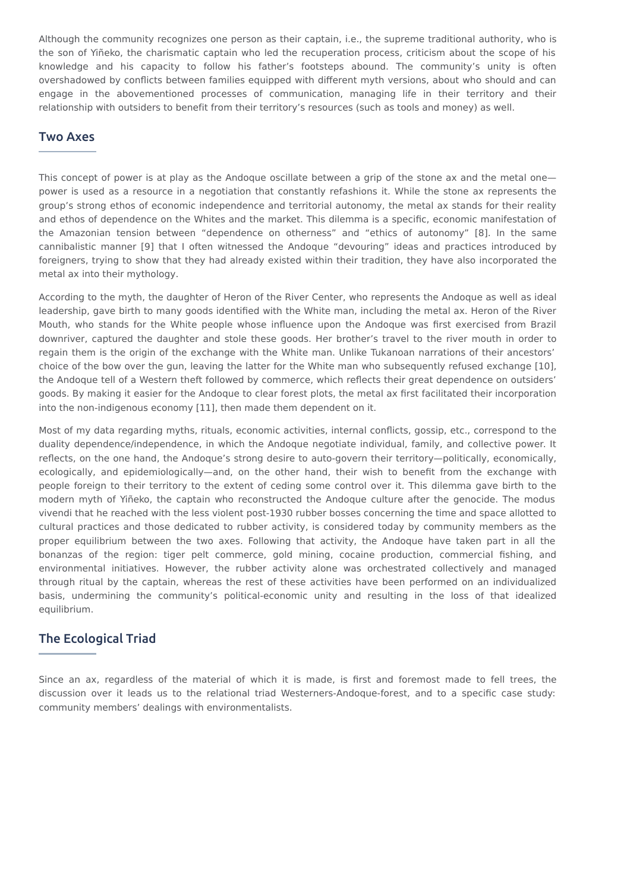Although the community recognizes one person as their captain, i.e., the supreme traditional authority, who is the son of Yiñeko, the charismatic captain who led the recuperation process, criticism about the scope of his knowledge and his capacity to follow his father's footsteps abound. The community's unity is often overshadowed by conflicts between families equipped with different myth versions, about who should and can engage in the abovementioned processes of communication, managing life in their territory and their relationship with outsiders to benefit from their territory's resources (such as tools and money) as well.

## Two Axes

This concept of power is at play as the Andoque oscillate between a grip of the stone ax and the metal one—power is used as a resource in a negotiation that constantly refashions it. While the stone ax represents the group's strong ethos of economic independence and territorial autonomy, the metal ax stands for their reality and ethos of dependence on the Whites and the market. This dilemma is a specific, economic manifestation of the Amazonian tension between "dependence on otherness" and "ethics of autonomy" [8]. In the same cannibalistic manner [9] that I often witnessed the Andoque "devouring" ideas and practices introduced by foreigners, trying to show that they had already existed within their tradition, they have also incorporated the metal ax into their mythology.

According to the myth, the daughter of Heron of the River Center, who represents the Andoque as well as ideal leadership, gave birth to many goods identified with the White man, including the metal ax. Heron of the River Mouth, who stands for the White people whose influence upon the Andoque was first exercised from Brazil downriver, captured the daughter and stole these goods. Her brother's travel to the river mouth in order to regain them is the origin of the exchange with the White man. Unlike Tukanoan narrations of their ancestors' choice of the bow over the gun, leaving the latter for the White man who subsequently refused exchange [10], the Andoque tell of a Western theft followed by commerce, which reflects their great dependence on outsiders' goods. By making it easier for the Andoque to clear forest plots, the metal ax first facilitated their incorporation into the non-indigenous economy [11], then made them dependent on it.

Most of my data regarding myths, rituals, economic activities, internal conflicts, gossip, etc., correspond to the duality dependence/independence, in which the Andoque negotiate individual, family, and collective power. It reflects, on the one hand, the Andoque's strong desire to auto-govern their territory—politically, economically, ecologically, and epidemiologically—and, on the other hand, their wish to benefit from the exchange with people foreign to their territory to the extent of ceding some control over it. This dilemma gave birth to the modern myth of Yiñeko, the captain who reconstructed the Andoque culture after the genocide. The modus vivendi that he reached with the less violent post-1930 rubber bosses concerning the time and space allotted to cultural practices and those dedicated to rubber activity, is considered today by community members as the proper equilibrium between the two axes. Following that activity, the Andoque have taken part in all the bonanzas of the region: tiger pelt commerce, gold mining, cocaine production, commercial fishing, and environmental initiatives. However, the rubber activity alone was orchestrated collectively and managed through ritual by the captain, whereas the rest of these activities have been performed on an individualized basis, undermining the community's political-economic unity and resulting in the loss of that idealized equilibrium.

## The Ecological Triad

Since an ax, regardless of the material of which it is made, is first and foremost made to fell trees, the discussion over it leads us to the relational triad Westerners-Andoque-forest, and to a specific case study: community members' dealings with environmentalists.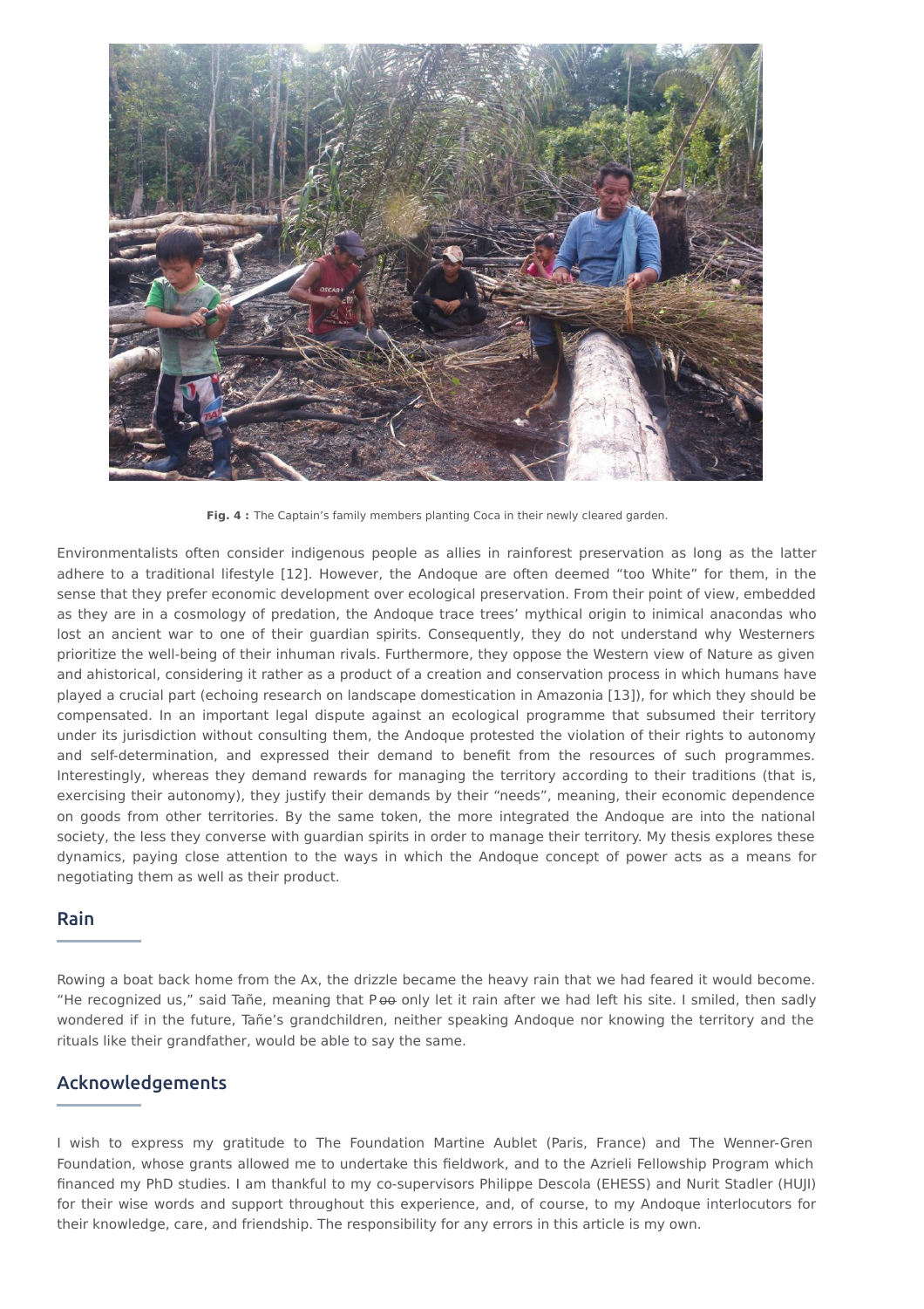**Fig. 4 :** The Captain's family members planting Coca in their newly cleared garden.

Environmentalists often consider indigenous people as allies in rainforest preservation as long as the latter adhere to a traditional lifestyle [12]. However, the Andoque are often deemed "too White" for them, in the sense that they prefer economic development over ecological preservation. From their point of view, embedded as they are in a cosmology of predation, the Andoque trace trees' mythical origin to inimical anacondas who lost an ancient war to one of their guardian spirits. Consequently, they do not understand why Westerners prioritize the well-being of their inhuman rivals. Furthermore, they oppose the Western view of Nature as given and ahistorical, considering it rather as a product of a creation and conservation process in which humans have played a crucial part (echoing research on landscape domestication in Amazonia [13]), for which they should be compensated. In an important legal dispute against an ecological programme that subsumed their territory under its jurisdiction without consulting them, the Andoque protested the violation of their rights to autonomy and self-determination, and expressed their demand to benefit from the resources of such programmes. Interestingly, whereas they demand rewards for managing the territory according to their traditions (that is, exercising their autonomy), they justify their demands by their "needs", meaning, their economic dependence on goods from other territories. By the same token, the more integrated the Andoque are into the national society, the less they converse with guardian spirits in order to manage their territory. My thesis explores these dynamics, paying close attention to the ways in which the Andoque concept of power acts as a means for negotiating them as well as their product.

## Rain

Rowing a boat back home from the Ax, the drizzle became the heavy rain that we had feared it would become. "He recognized us," said Tañe, meaning that Pөө only let it rain after we had left his site. I smiled, then sadly wondered if in the future, Tañe's grandchildren, neither speaking Andoque nor knowing the territory and the rituals like their grandfather, would be able to say the same.

## Acknowledgements

I wish to express my gratitude to The Foundation Martine Aublet (Paris, France) and The Wenner-Gren Foundation, whose grants allowed me to undertake this fieldwork, and to the Azrieli Fellowship Program which financed my PhD studies. I am thankful to my co-supervisors Philippe Descola (EHESS) and Nurit Stadler (HUJI) for their wise words and support throughout this experience, and, of course, to my Andoque interlocutors for their knowledge, care, and friendship. The responsibility for any errors in this article is my own.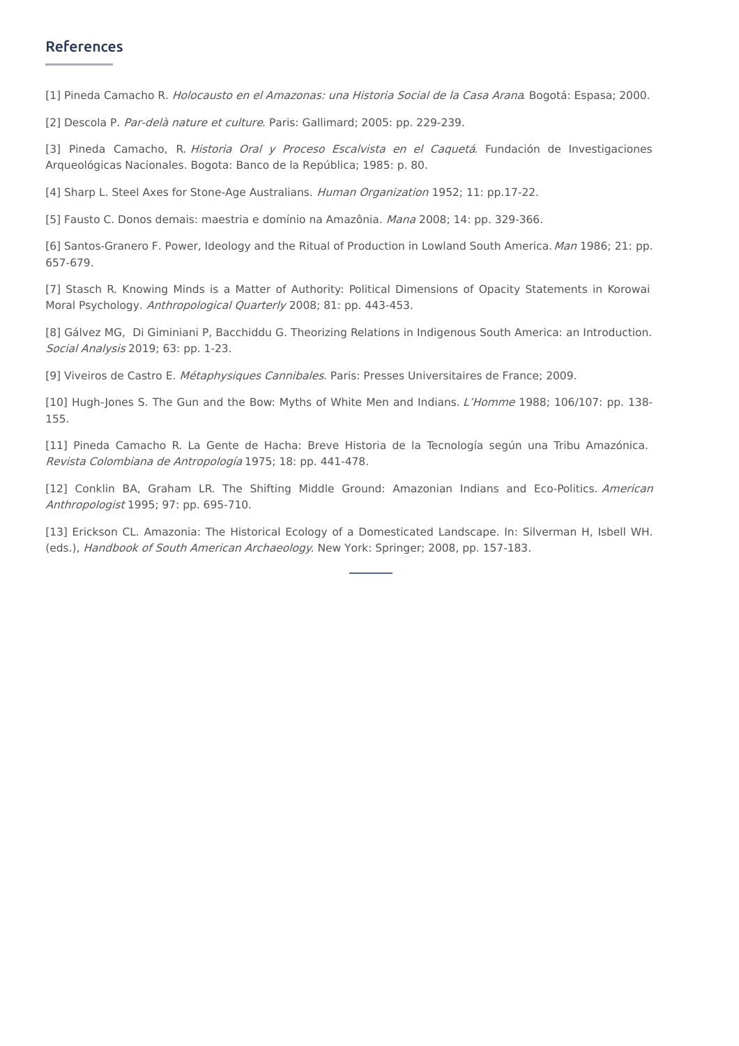## References

[1] Pineda Camacho R. *Holocausto en el Amazonas: una Historia Social de la Casa Arana*. Bogotá: Espasa; 2000.

[2] Descola P. *Par-delà nature et culture*. Paris: Gallimard; 2005: pp. 229-239.

[3] Pineda Camacho, R. *Historia Oral y Proceso Escalvista en el Caquetá*. Fundación de Investigaciones Arqueológicas Nacionales. Bogota: Banco de la República; 1985: p. 80.

[4] Sharp L. Steel Axes for Stone-Age Australians. *Human Organization* 1952; 11: pp.17-22.

[5] Fausto C. Donos demais: maestria e domínio na Amazônia. *Mana* 2008; 14: pp. 329-366.

[6] Santos-Granero F. Power, Ideology and the Ritual of Production in Lowland South America. *Man* 1986; 21: pp. 657-679.

[7] Stasch R. Knowing Minds is a Matter of Authority: Political Dimensions of Opacity Statements in Korowai Moral Psychology. *Anthropological Quarterly* 2008; 81: pp. 443-453.

[8] Gálvez MG, Di Giminiani P, Bacchiddu G. Theorizing Relations in Indigenous South America: an Introduction. *Social Analysis* 2019; 63: pp. 1-23.

[9] Viveiros de Castro E. *Métaphysiques Cannibales*. Paris: Presses Universitaires de France; 2009.

[10] Hugh-Jones S. The Gun and the Bow: Myths of White Men and Indians. *L'Homme* 1988; 106/107: pp. 138-155.

[11] Pineda Camacho R. La Gente de Hacha: Breve Historia de la Tecnología según una Tribu Amazónica. *Revista Colombiana de Antropología* 1975; 18: pp. 441-478.

[12] Conklin BA, Graham LR. The Shifting Middle Ground: Amazonian Indians and Eco-Politics. *American Anthropologist* 1995; 97: pp. 695-710.

[13] Erickson CL. Amazonia: The Historical Ecology of a Domesticated Landscape. In: Silverman H, Isbell WH. (eds.), *Handbook of South American Archaeology*. New York: Springer; 2008, pp. 157-183.